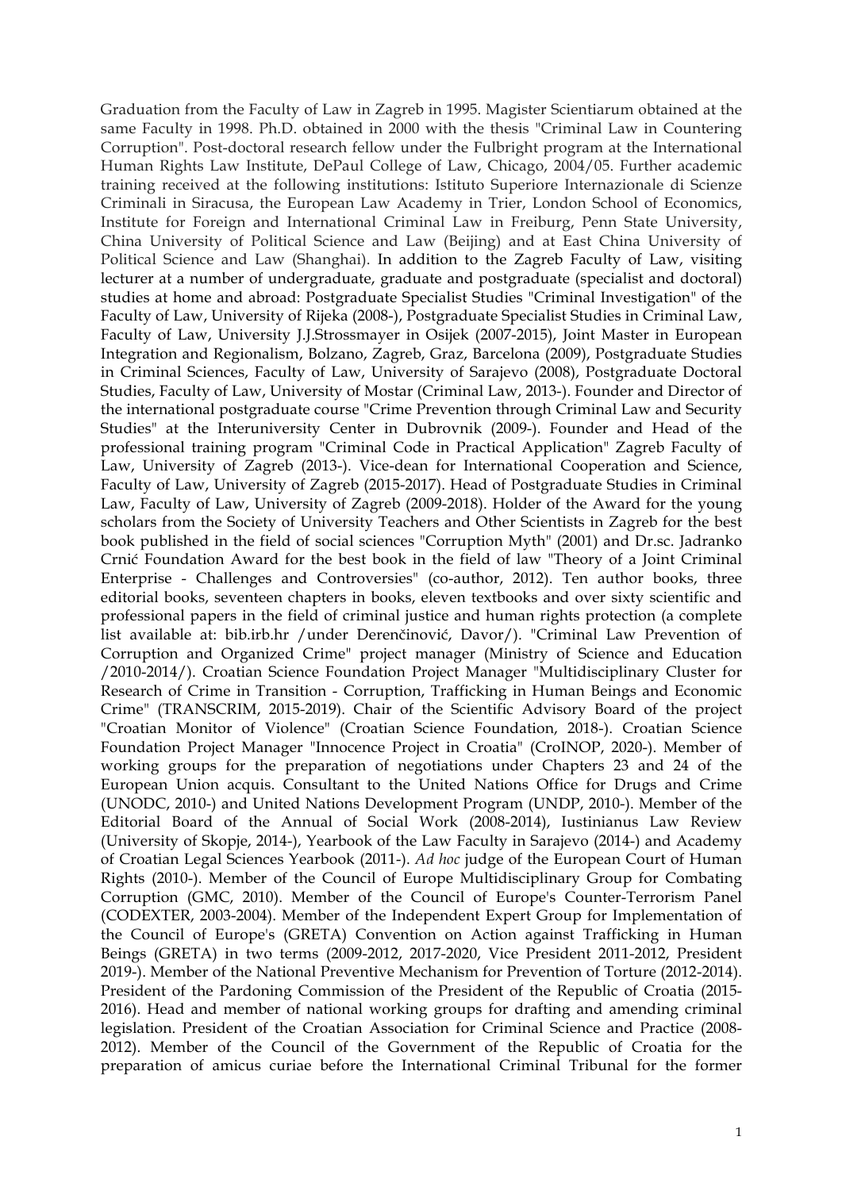Graduation from the Faculty of Law in Zagreb in 1995. Magister Scientiarum obtained at the same Faculty in 1998. Ph.D. obtained in 2000 with the thesis "Criminal Law in Countering Corruption". Post-doctoral research fellow under the Fulbright program at the International Human Rights Law Institute, DePaul College of Law, Chicago, 2004/05. Further academic training received at the following institutions: Istituto Superiore Internazionale di Scienze Criminali in Siracusa, the European Law Academy in Trier, London School of Economics, Institute for Foreign and International Criminal Law in Freiburg, Penn State University, China University of Political Science and Law (Beijing) and at East China University of Political Science and Law (Shanghai). In addition to the Zagreb Faculty of Law, visiting lecturer at a number of undergraduate, graduate and postgraduate (specialist and doctoral) studies at home and abroad: Postgraduate Specialist Studies "Criminal Investigation" of the Faculty of Law, University of Rijeka (2008-), Postgraduate Specialist Studies in Criminal Law, Faculty of Law, University J.J.Strossmayer in Osijek (2007-2015), Joint Master in European Integration and Regionalism, Bolzano, Zagreb, Graz, Barcelona (2009), Postgraduate Studies in Criminal Sciences, Faculty of Law, University of Sarajevo (2008), Postgraduate Doctoral Studies, Faculty of Law, University of Mostar (Criminal Law, 2013-). Founder and Director of the international postgraduate course "Crime Prevention through Criminal Law and Security Studies" at the Interuniversity Center in Dubrovnik (2009-). Founder and Head of the professional training program "Criminal Code in Practical Application" Zagreb Faculty of Law, University of Zagreb (2013-). Vice-dean for International Cooperation and Science, Faculty of Law, University of Zagreb (2015-2017). Head of Postgraduate Studies in Criminal Law, Faculty of Law, University of Zagreb (2009-2018). Holder of the Award for the young scholars from the Society of University Teachers and Other Scientists in Zagreb for the best book published in the field of social sciences "Corruption Myth" (2001) and Dr.sc. Jadranko Crnić Foundation Award for the best book in the field of law "Theory of a Joint Criminal Enterprise - Challenges and Controversies" (co-author, 2012). Ten author books, three editorial books, seventeen chapters in books, eleven textbooks and over sixty scientific and professional papers in the field of criminal justice and human rights protection (a complete list available at: bib.irb.hr /under Derenčinović, Davor/). "Criminal Law Prevention of Corruption and Organized Crime" project manager (Ministry of Science and Education /2010-2014/). Croatian Science Foundation Project Manager "Multidisciplinary Cluster for Research of Crime in Transition - Corruption, Trafficking in Human Beings and Economic Crime" (TRANSCRIM, 2015-2019). Chair of the Scientific Advisory Board of the project "Croatian Monitor of Violence" (Croatian Science Foundation, 2018-). Croatian Science Foundation Project Manager "Innocence Project in Croatia" (CroINOP, 2020-). Member of working groups for the preparation of negotiations under Chapters 23 and 24 of the European Union acquis. Consultant to the United Nations Office for Drugs and Crime (UNODC, 2010-) and United Nations Development Program (UNDP, 2010-). Member of the Editorial Board of the Annual of Social Work (2008-2014), Iustinianus Law Review (University of Skopje, 2014-), Yearbook of the Law Faculty in Sarajevo (2014-) and Academy of Croatian Legal Sciences Yearbook (2011-). *Ad hoc* judge of the European Court of Human Rights (2010-). Member of the Council of Europe Multidisciplinary Group for Combating Corruption (GMC, 2010). Member of the Council of Europe's Counter-Terrorism Panel (CODEXTER, 2003-2004). Member of the Independent Expert Group for Implementation of the Council of Europe's (GRETA) Convention on Action against Trafficking in Human Beings (GRETA) in two terms (2009-2012, 2017-2020, Vice President 2011-2012, President 2019-). Member of the National Preventive Mechanism for Prevention of Torture (2012-2014). President of the Pardoning Commission of the President of the Republic of Croatia (2015-2016). Head and member of national working groups for drafting and amending criminal legislation. President of the Croatian Association for Criminal Science and Practice (2008-2012). Member of the Council of the Government of the Republic of Croatia for the preparation of amicus curiae before the International Criminal Tribunal for the former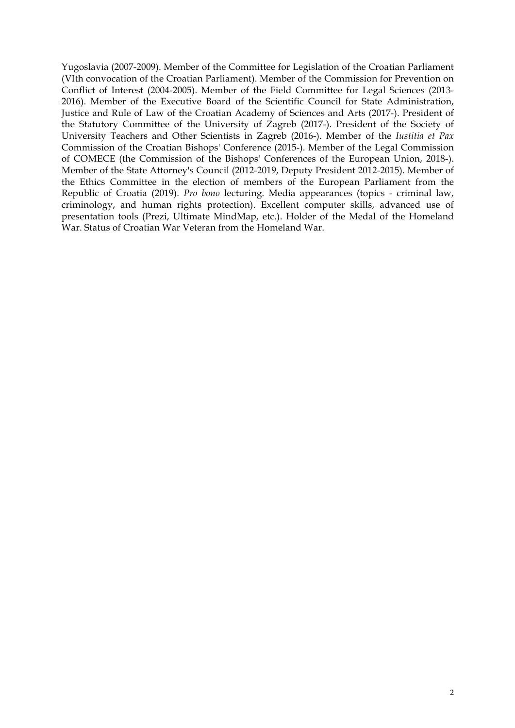Yugoslavia (2007-2009). Member of the Committee for Legislation of the Croatian Parliament (VIth convocation of the Croatian Parliament). Member of the Commission for Prevention on Conflict of Interest (2004-2005). Member of the Field Committee for Legal Sciences (2013-2016). Member of the Executive Board of the Scientific Council for State Administration, Justice and Rule of Law of the Croatian Academy of Sciences and Arts (2017-). President of the Statutory Committee of the University of Zagreb (2017-). President of the Society of University Teachers and Other Scientists in Zagreb (2016-). Member of the *Iustitia et Pax* Commission of the Croatian Bishops' Conference (2015-). Member of the Legal Commission of COMECE (the Commission of the Bishops' Conferences of the European Union, 2018-). Member of the State Attorney's Council (2012-2019, Deputy President 2012-2015). Member of the Ethics Committee in the election of members of the European Parliament from the Republic of Croatia (2019). *Pro bono* lecturing. Media appearances (topics - criminal law, criminology, and human rights protection). Excellent computer skills, advanced use of presentation tools (Prezi, Ultimate MindMap, etc.). Holder of the Medal of the Homeland War. Status of Croatian War Veteran from the Homeland War.